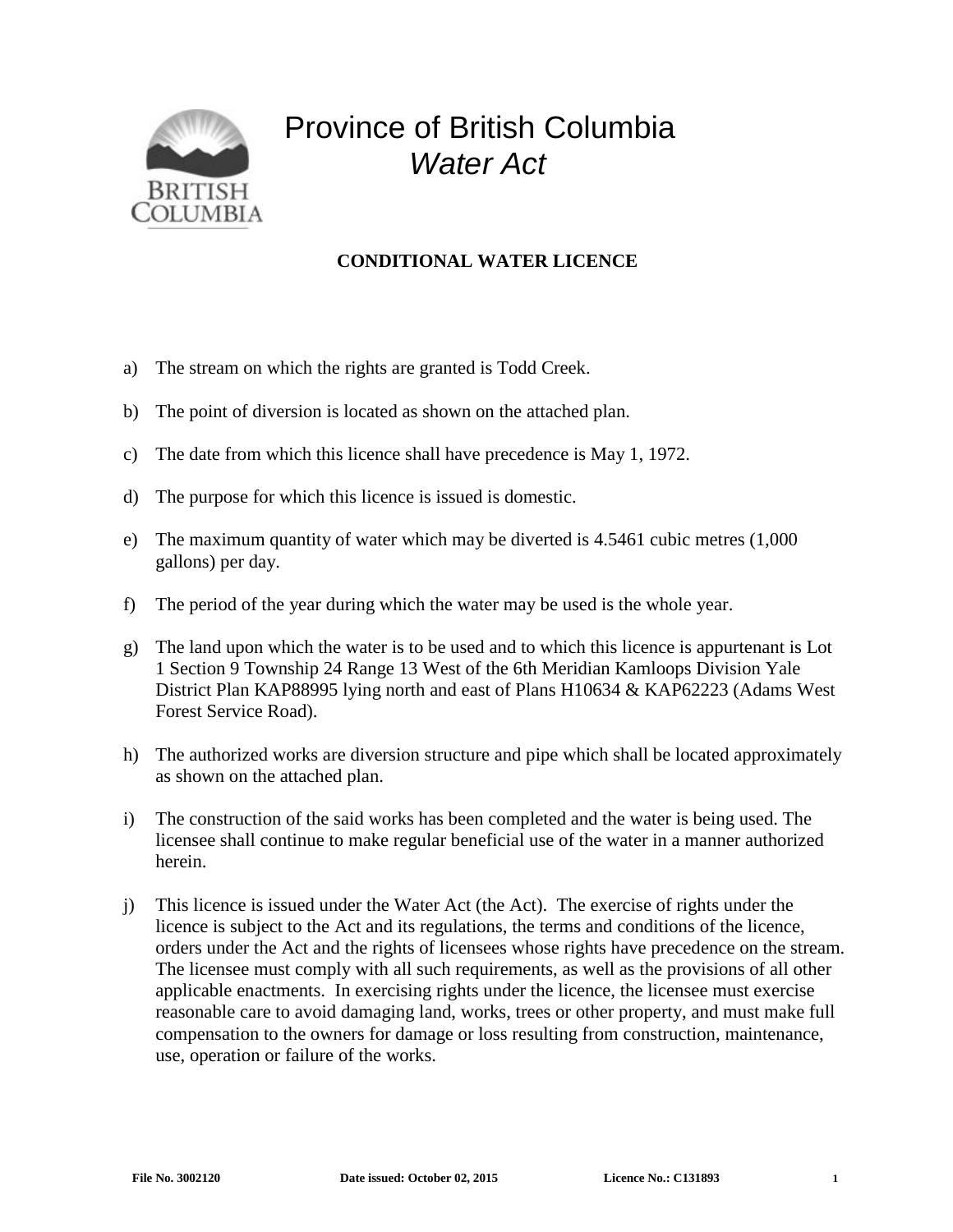# Province of British Columbia

## *Water Act*

### CONDITIONAL WATER LICENCE

a) The stream on which the rights are granted is Todd Creek.

b) The point of diversion is located as shown on the attached plan.

c) The date from which this licence shall have precedence is May 1, 1972.

d) The purpose for which this licence is issued is domestic.

e) The maximum quantity of water which may be diverted is 4.5461 cubic metres (1,000 gallons) per day.

f) The period of the year during which the water may be used is the whole year.

g) The land upon which the water is to be used and to which this licence is appurtenant is Lot 1 Section 9 Township 24 Range 13 West of the 6th Meridian Kamloops Division Yale District Plan KAP88995 lying north and east of Plans H10634 & KAP62223 (Adams West Forest Service Road).

h) The authorized works are diversion structure and pipe which shall be located approximately as shown on the attached plan.

i) The construction of the said works has been completed and the water is being used. The licensee shall continue to make regular beneficial use of the water in a manner authorized herein.

j) This licence is issued under the Water Act (the Act). The exercise of rights under the licence is subject to the Act and its regulations, the terms and conditions of the licence, orders under the Act and the rights of licensees whose rights have precedence on the stream. The licensee must comply with all such requirements, as well as the provisions of all other applicable enactments. In exercising rights under the licence, the licensee must exercise reasonable care to avoid damaging land, works, trees or other property, and must make full compensation to the owners for damage or loss resulting from construction, maintenance, use, operation or failure of the works.

**File No. 3002120** **Date issued: October 02, 2015** **Licence No.: C131893**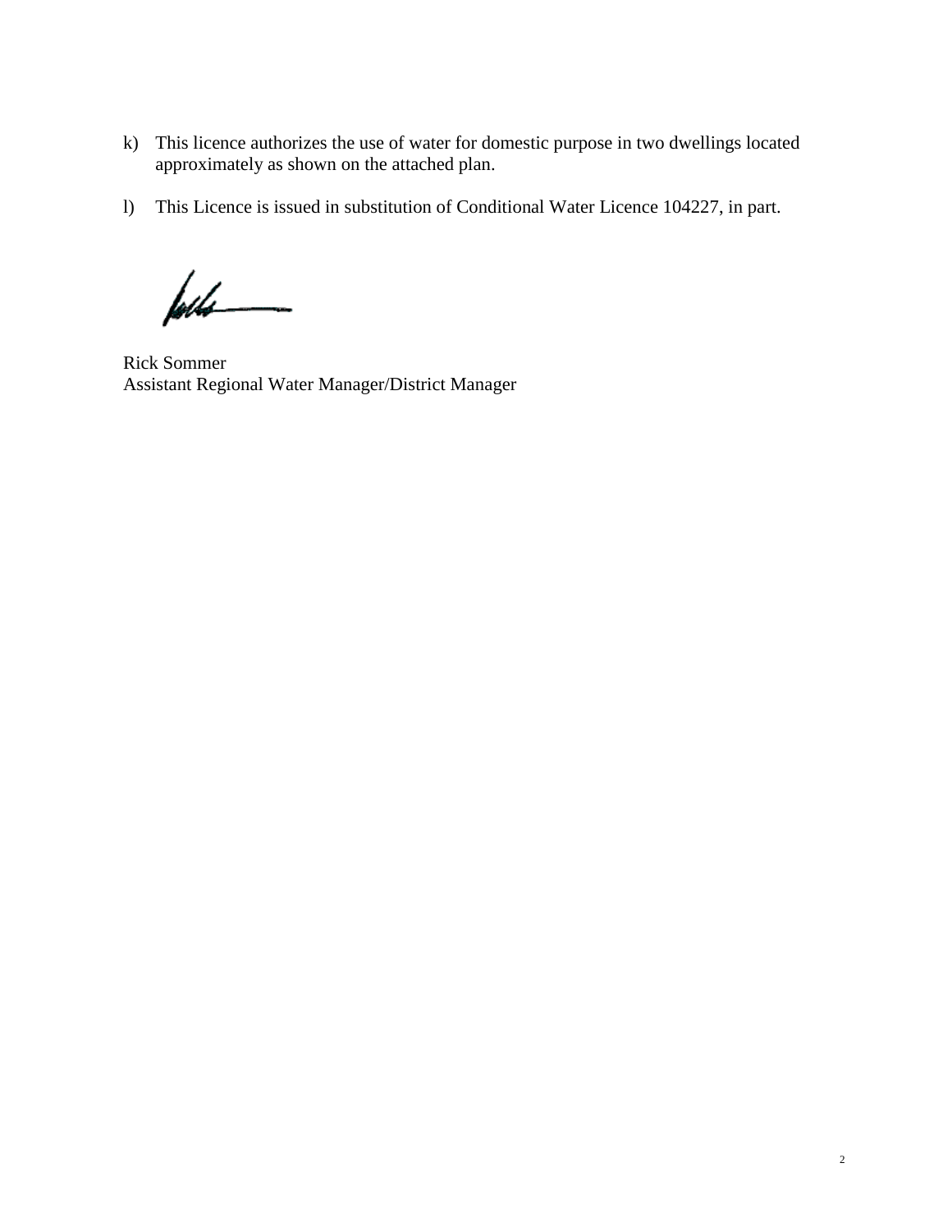k) This licence authorizes the use of water for domestic purpose in two dwellings located approximately as shown on the attached plan.

l) This Licence is issued in substitution of Conditional Water Licence 104227, in part.

Rick Sommer
Assistant Regional Water Manager/District Manager